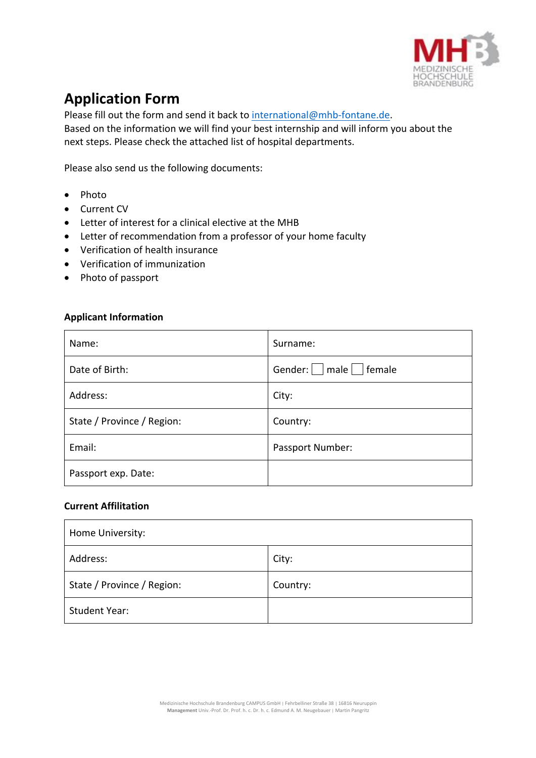# Application Form

Please fill out the form and send it back to international@mhb-fontane.de.
Based on the information we will find your best internship and will inform you about the next steps. Please check the attached list of hospital departments.

Please also send us the following documents:

- Photo
- Current CV
- Letter of interest for a clinical elective at the MHB
- Letter of recommendation from a professor of your home faculty
- Verification of health insurance
- Verification of immunization
- Photo of passport

**Applicant Information**

| | |
|---|---|
| Name: | Surname: |
| Date of Birth: | Gender: ☐ male ☐ female |
| Address: | City: |
| State / Province / Region: | Country: |
| Email: | Passport Number: |
| Passport exp. Date: | |

**Current Affiliation**

| | |
|---|---|
| Home University: | |
| Address: | City: |
| State / Province / Region: | Country: |
| Student Year: | |

Medizinische Hochschule Brandenburg CAMPUS GmbH | Fehrbelliner Straße 38 | 16816 Neuruppin
**Management** Univ.-Prof. Dr. Prof. h. c. Dr. h. c. Edmund A. M. Neugebauer | Martin Pangritz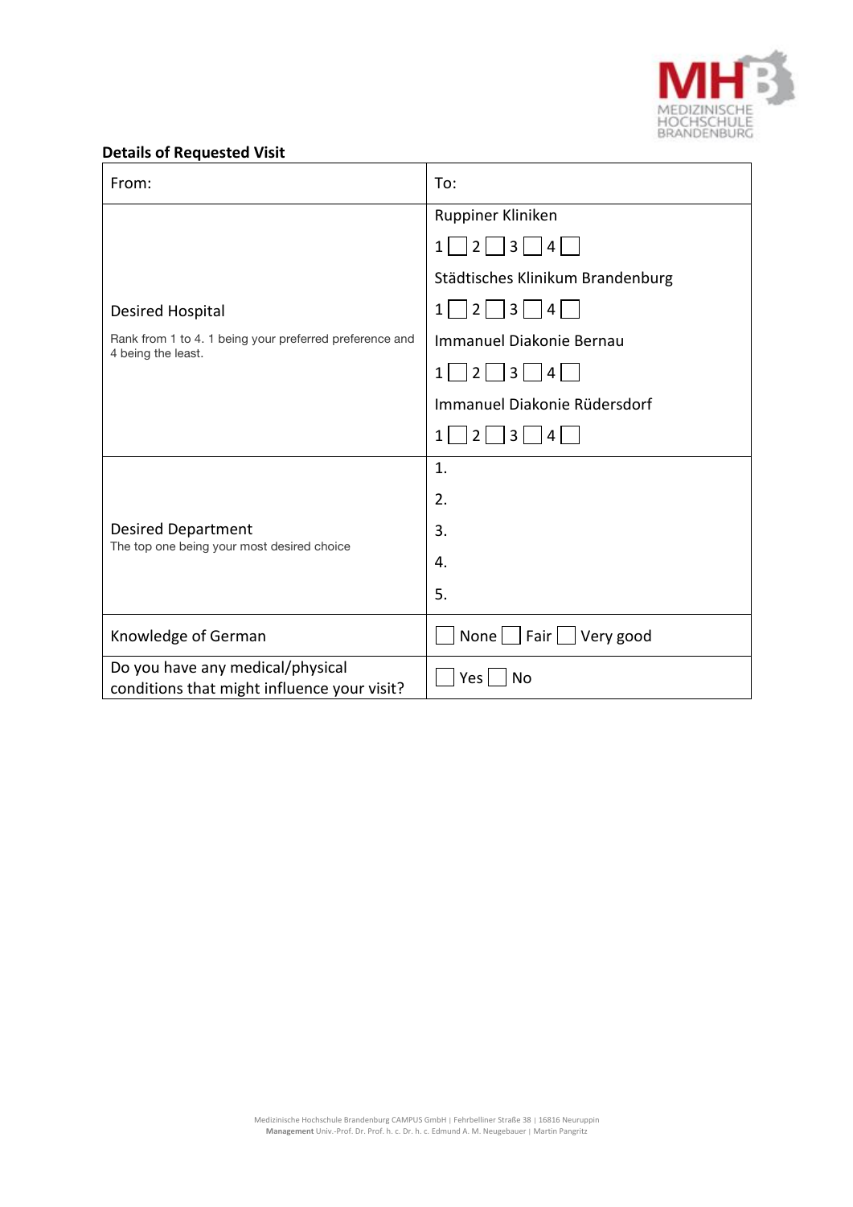### Details of Requested Visit

| | |
|---|---|
| From: | To: |
| Desired Hospital<br>Rank from 1 to 4. 1 being your preferred preference and 4 being the least. | Ruppiner Kliniken<br>1 ☐ 2 ☐ 3 ☐ 4 ☐<br>Städtisches Klinikum Brandenburg<br>1 ☐ 2 ☐ 3 ☐ 4 ☐<br>Immanuel Diakonie Bernau<br>1 ☐ 2 ☐ 3 ☐ 4 ☐<br>Immanuel Diakonie Rüdersdorf<br>1 ☐ 2 ☐ 3 ☐ 4 ☐ |
| Desired Department<br>The top one being your most desired choice | 1.<br>2.<br>3.<br>4.<br>5. |
| Knowledge of German | ☐ None ☐ Fair ☐ Very good |
| Do you have any medical/physical conditions that might influence your visit? | ☐ Yes ☐ No |

Medizinische Hochschule Brandenburg CAMPUS GmbH | Fehrbelliner Straße 38 | 16816 Neuruppin
**Management** Univ.-Prof. Dr. Prof. h. c. Dr. h. c. Edmund A. M. Neugebauer | Martin Pangritz